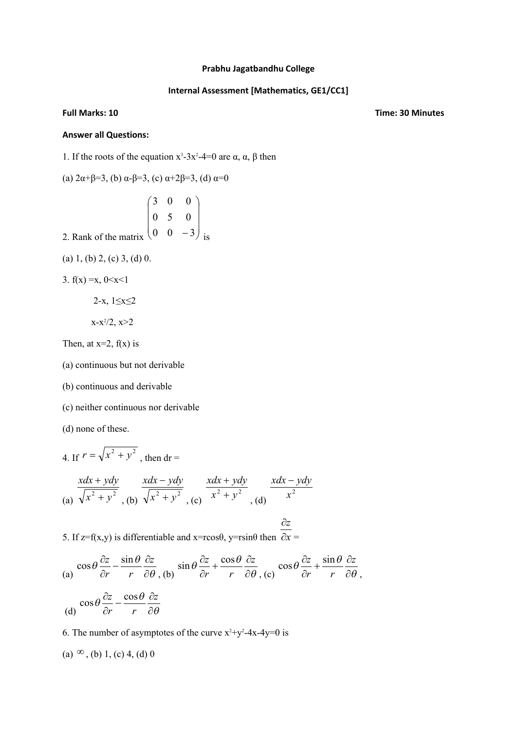**Prabhu Jagatbandhu College**

**Internal Assessment [Mathematics, GE1/CC1]**

**Full Marks: 10** **Time: 30 Minutes**

**Answer all Questions:**

1. If the roots of the equation $x^3-3x^2-4=0$ are α, α, β then

(a) 2α+β=3, (b) α-β=3, (c) α+2β=3, (d) α=0

2. Rank of the matrix $\begin{pmatrix} 3 & 0 & 0 \\ 0 & 5 & 0 \\ 0 & 0 & -3 \end{pmatrix}$ is

(a) 1, (b) 2, (c) 3, (d) 0.

3. f(x) =x, 0<x<1

2-x, 1≤x≤2

$x-x^2/2$, x>2

Then, at x=2, f(x) is

(a) continuous but not derivable

(b) continuous and derivable

(c) neither continuous nor derivable

(d) none of these.

4. If $r = \sqrt{x^2+y^2}$ , then dr =

(a) $\frac{xdx+ydy}{\sqrt{x^2+y^2}}$ , (b) $\frac{xdx-ydy}{\sqrt{x^2+y^2}}$ , (c) $\frac{xdx+ydy}{x^2+y^2}$ , (d) $\frac{xdx-ydy}{x^2}$

5. If z=f(x,y) is differentiable and x=rcosθ, y=rsinθ then $\frac{\partial z}{\partial x}$ =

(a) $\cos\theta\frac{\partial z}{\partial r}-\frac{\sin\theta}{r}\frac{\partial z}{\partial \theta}$ , (b) $\sin\theta\frac{\partial z}{\partial r}+\frac{\cos\theta}{r}\frac{\partial z}{\partial \theta}$ , (c) $\cos\theta\frac{\partial z}{\partial r}+\frac{\sin\theta}{r}\frac{\partial z}{\partial \theta}$ ,

(d) $\cos\theta\frac{\partial z}{\partial r}-\frac{\cos\theta}{r}\frac{\partial z}{\partial \theta}$

6. The number of asymptotes of the curve $x^2+y^2-4x-4y=0$ is

(a) $\infty$ , (b) 1, (c) 4, (d) 0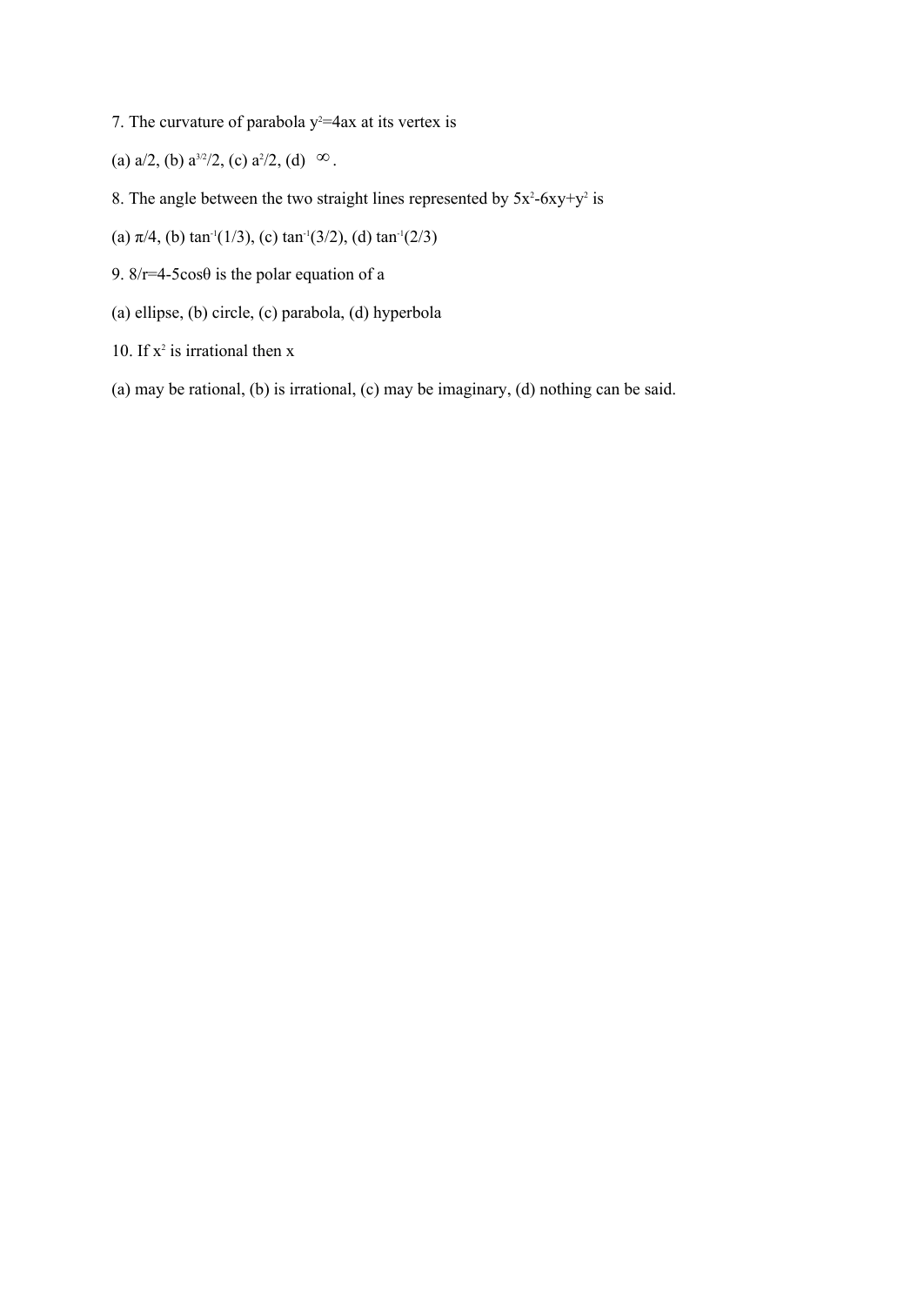7. The curvature of parabola $y^2=4ax$ at its vertex is

(a) $a/2$, (b) $a^{3/2}/2$, (c) $a^2/2$, (d) $\infty$.

8. The angle between the two straight lines represented by $5x^2-6xy+y^2$ is

(a) $\pi/4$, (b) $\tan^{-1}(1/3)$, (c) $\tan^{-1}(3/2)$, (d) $\tan^{-1}(2/3)$

9. $8/r=4-5\cos\theta$ is the polar equation of a

(a) ellipse, (b) circle, (c) parabola, (d) hyperbola

10. If $x^2$ is irrational then x

(a) may be rational, (b) is irrational, (c) may be imaginary, (d) nothing can be said.